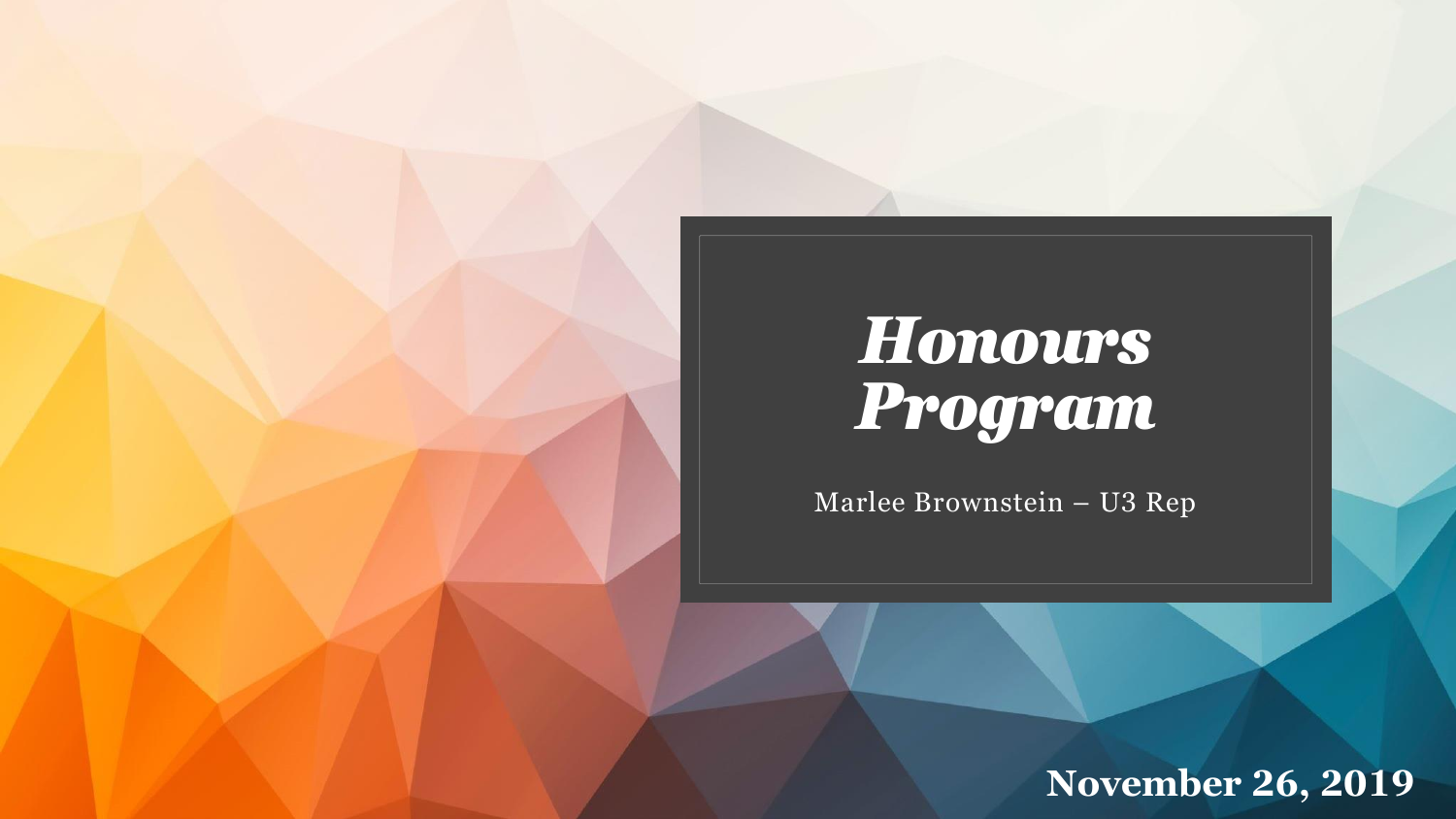# *Honours Program*

Marlee Brownstein – U3 Rep

**November 26, 2019**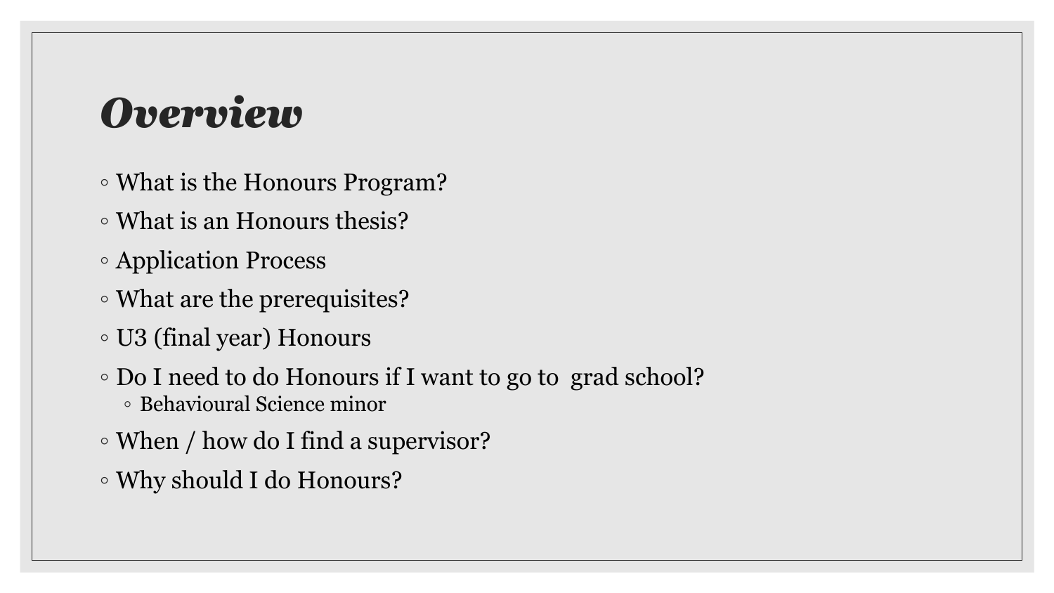# *Overview*

- What is the Honours Program?
- What is an Honours thesis?
- Application Process
- What are the prerequisites?
- U3 (final year) Honours
- Do I need to do Honours if I want to go to grad school?
  - Behavioural Science minor
- When / how do I find a supervisor?
- Why should I do Honours?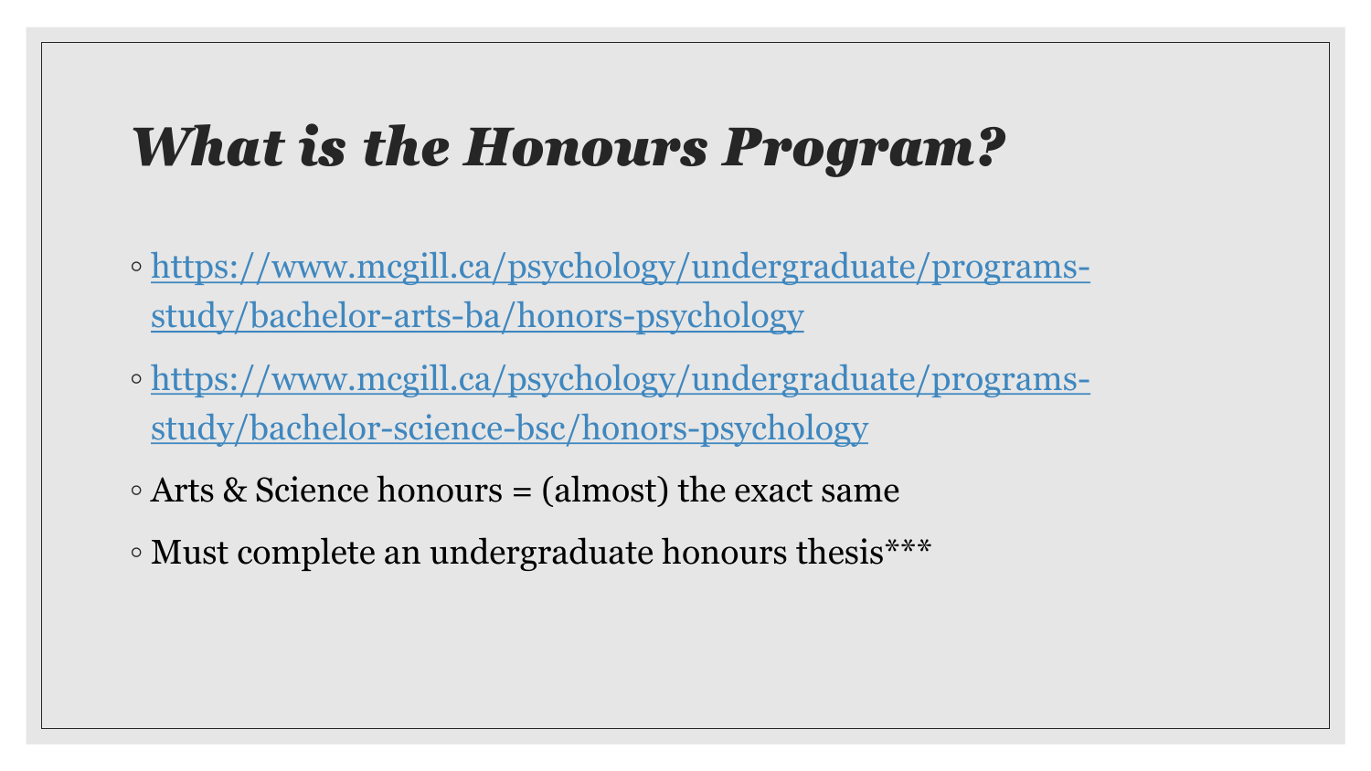# *What is the Honours Program?*

- https://www.mcgill.ca/psychology/undergraduate/programs-study/bachelor-arts-ba/honors-psychology
- https://www.mcgill.ca/psychology/undergraduate/programs-study/bachelor-science-bsc/honors-psychology
- Arts & Science honours = (almost) the exact same
- Must complete an undergraduate honours thesis***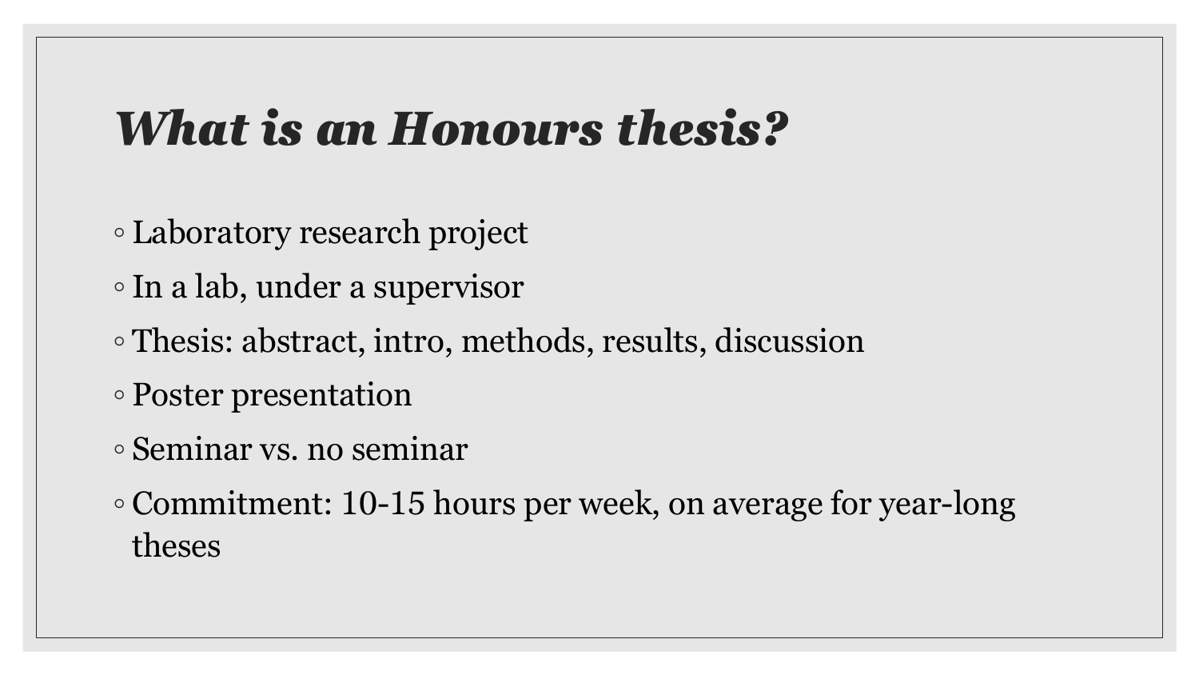# *What is an Honours thesis?*

- Laboratory research project
- In a lab, under a supervisor
- Thesis: abstract, intro, methods, results, discussion
- Poster presentation
- Seminar vs. no seminar
- Commitment: 10-15 hours per week, on average for year-long theses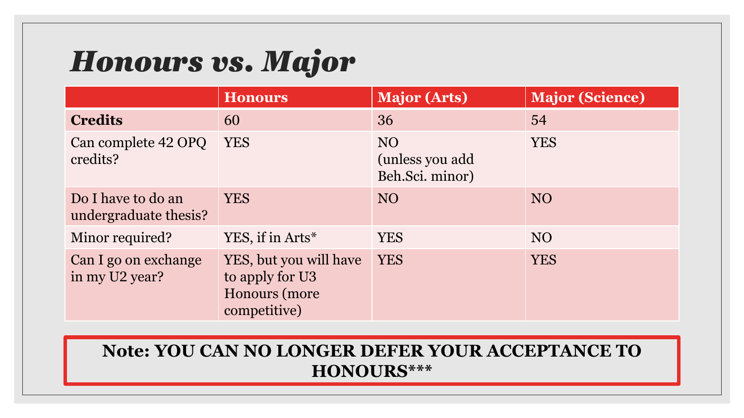# *Honours vs. Major*

| | Honours | Major (Arts) | Major (Science) |
|---|---|---|---|
| **Credits** | 60 | 36 | 54 |
| Can complete 42 OPQ credits? | YES | NO (unless you add Beh.Sci. minor) | YES |
| Do I have to do an undergraduate thesis? | YES | NO | NO |
| Minor required? | YES, if in Arts* | YES | NO |
| Can I go on exchange in my U2 year? | YES, but you will have to apply for U3 Honours (more competitive) | YES | YES |

**Note: YOU CAN NO LONGER DEFER YOUR ACCEPTANCE TO HONOURS*****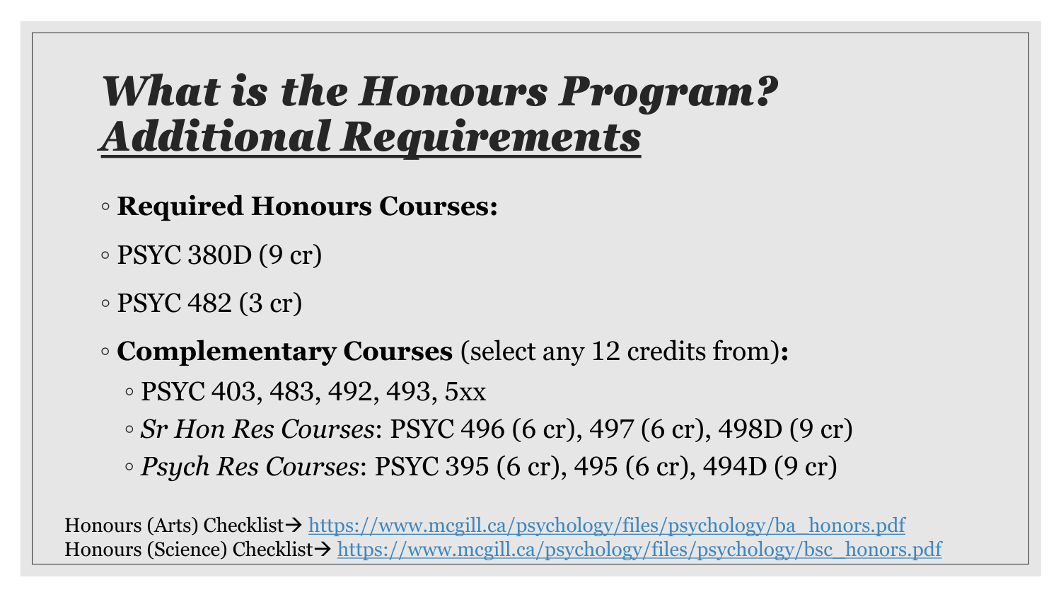# *What is the Honours Program?*
# ***Additional Requirements***

- **Required Honours Courses:**
- PSYC 380D (9 cr)
- PSYC 482 (3 cr)
- **Complementary Courses** (select any 12 credits from)**:**
  - PSYC 403, 483, 492, 493, 5xx
  - *Sr Hon Res Courses*: PSYC 496 (6 cr), 497 (6 cr), 498D (9 cr)
  - *Psych Res Courses*: PSYC 395 (6 cr), 495 (6 cr), 494D (9 cr)

Honours (Arts) Checklist→ https://www.mcgill.ca/psychology/files/psychology/ba_honors.pdf
Honours (Science) Checklist→ https://www.mcgill.ca/psychology/files/psychology/bsc_honors.pdf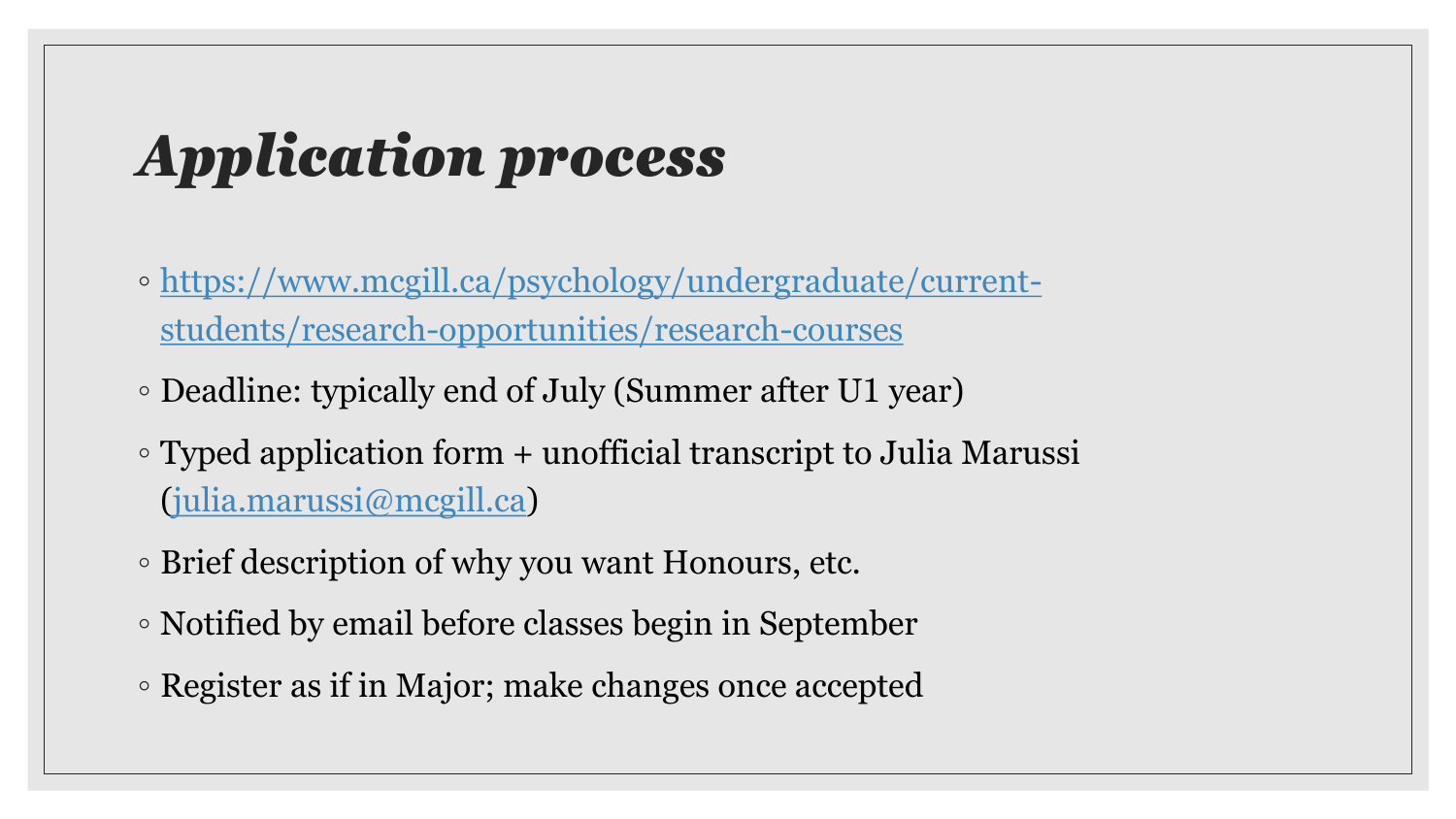# *Application process*

- https://www.mcgill.ca/psychology/undergraduate/current-students/research-opportunities/research-courses
- Deadline: typically end of July (Summer after U1 year)
- Typed application form + unofficial transcript to Julia Marussi (julia.marussi@mcgill.ca)
- Brief description of why you want Honours, etc.
- Notified by email before classes begin in September
- Register as if in Major; make changes once accepted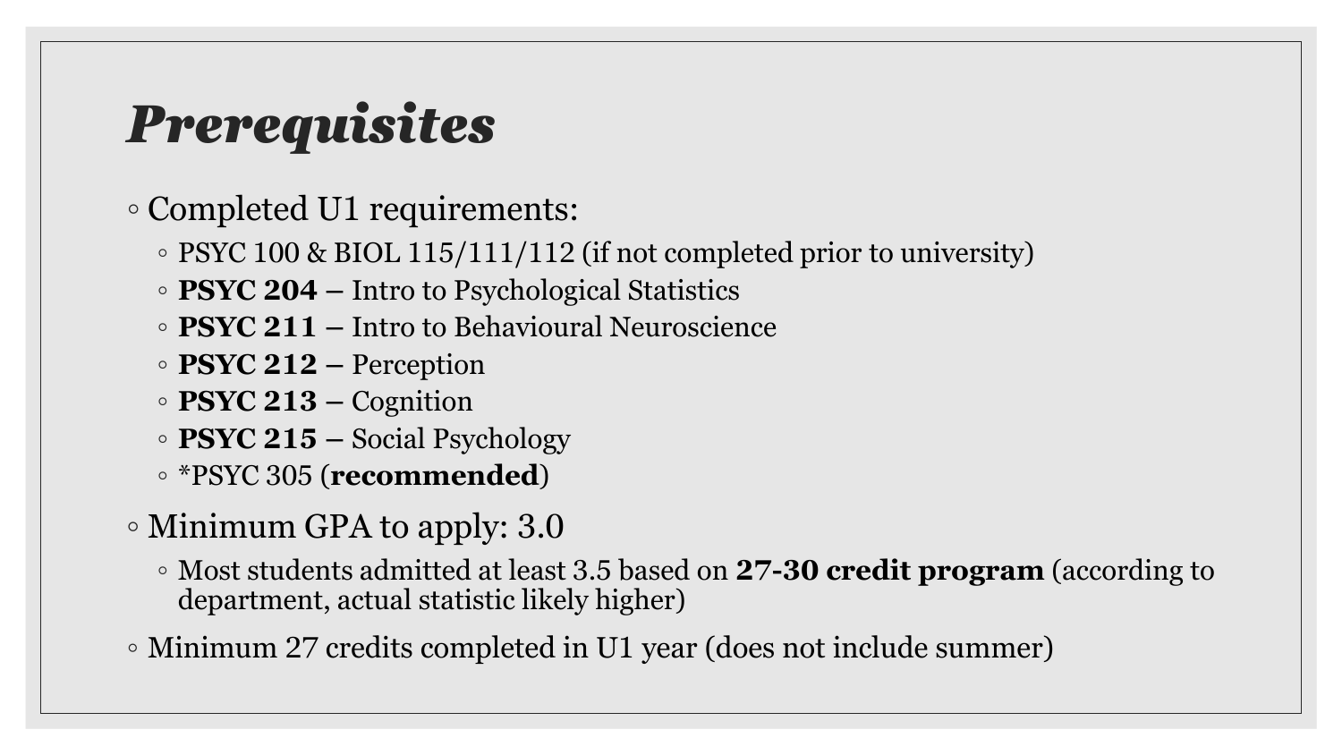# *Prerequisites*

- Completed U1 requirements:
  - PSYC 100 & BIOL 115/111/112 (if not completed prior to university)
  - **PSYC 204 –** Intro to Psychological Statistics
  - **PSYC 211 –** Intro to Behavioural Neuroscience
  - **PSYC 212 –** Perception
  - **PSYC 213 –** Cognition
  - **PSYC 215 –** Social Psychology
  - *PSYC 305 (**recommended**)
- Minimum GPA to apply: 3.0
  - Most students admitted at least 3.5 based on **27-30 credit program** (according to department, actual statistic likely higher)
- Minimum 27 credits completed in U1 year (does not include summer)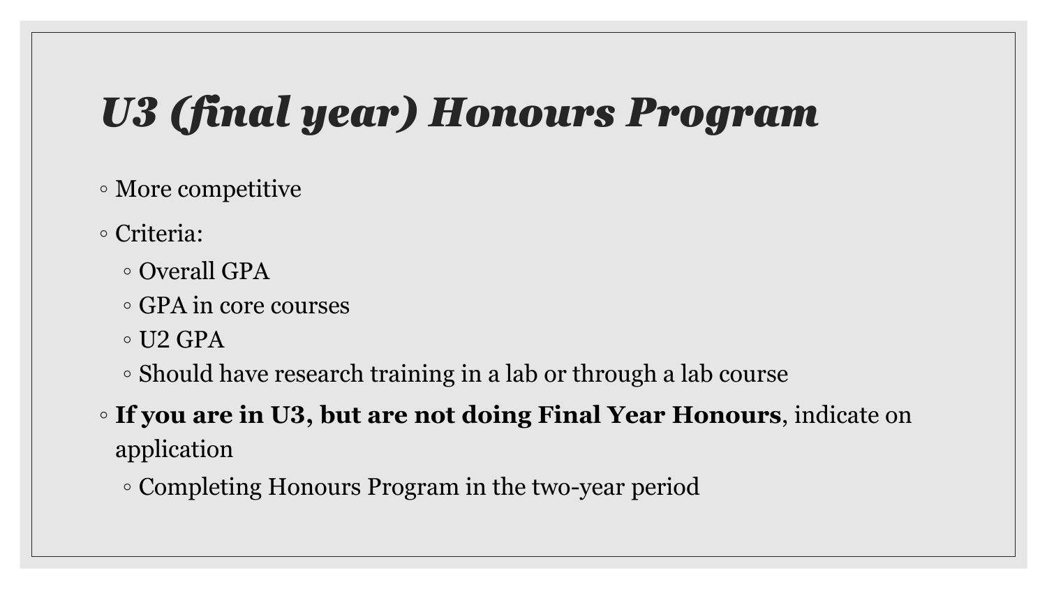# *U3 (final year) Honours Program*

- More competitive
- Criteria:
  - Overall GPA
  - GPA in core courses
  - U2 GPA
  - Should have research training in a lab or through a lab course
- **If you are in U3, but are not doing Final Year Honours**, indicate on application
  - Completing Honours Program in the two-year period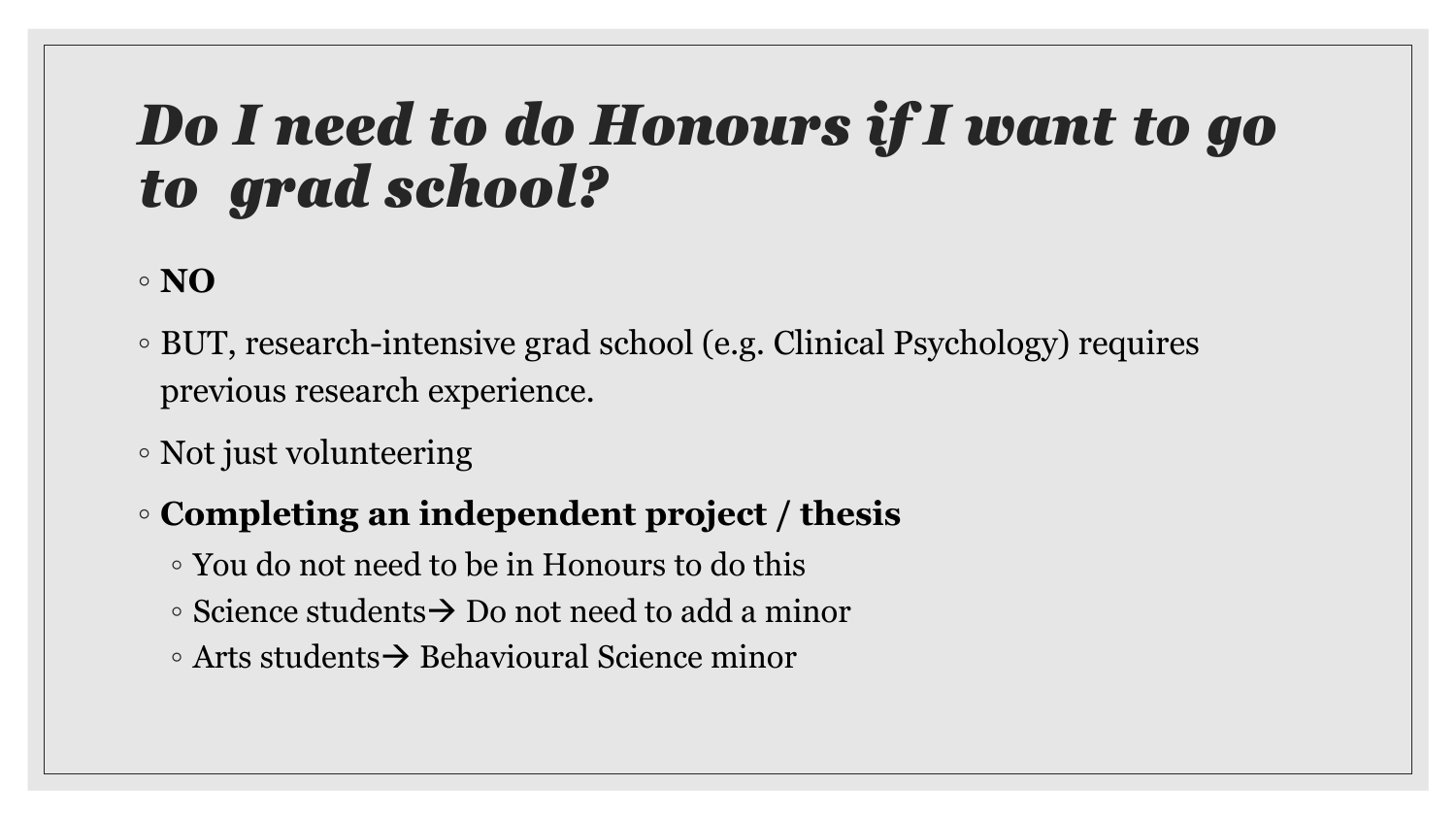# *Do I need to do Honours if I want to go to grad school?*

- **NO**
- BUT, research-intensive grad school (e.g. Clinical Psychology) requires previous research experience.
- Not just volunteering
- **Completing an independent project / thesis**
  - You do not need to be in Honours to do this
  - Science students→ Do not need to add a minor
  - Arts students→ Behavioural Science minor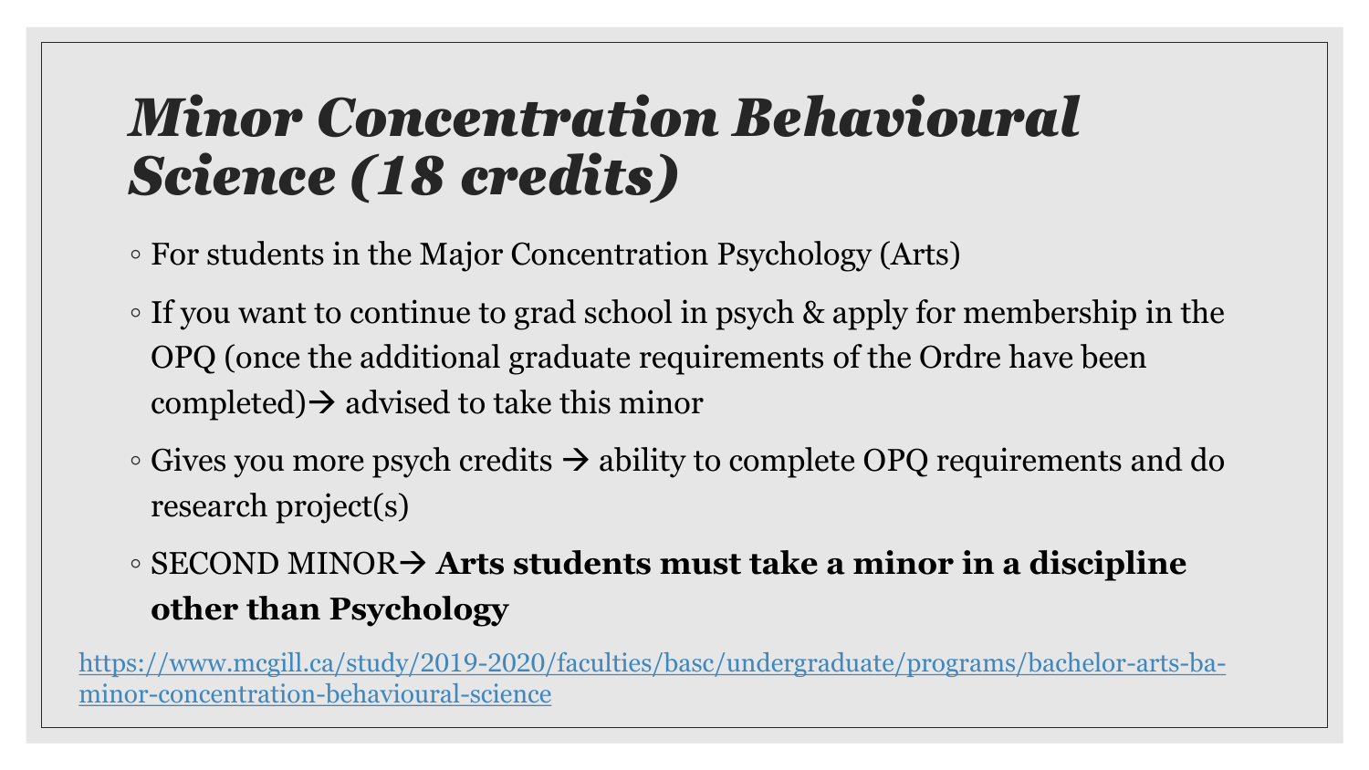# *Minor Concentration Behavioural Science (18 credits)*

- For students in the Major Concentration Psychology (Arts)
- If you want to continue to grad school in psych & apply for membership in the OPQ (once the additional graduate requirements of the Ordre have been completed)→ advised to take this minor
- Gives you more psych credits → ability to complete OPQ requirements and do research project(s)
- SECOND MINOR→ **Arts students must take a minor in a discipline other than Psychology**

https://www.mcgill.ca/study/2019-2020/faculties/basc/undergraduate/programs/bachelor-arts-ba-minor-concentration-behavioural-science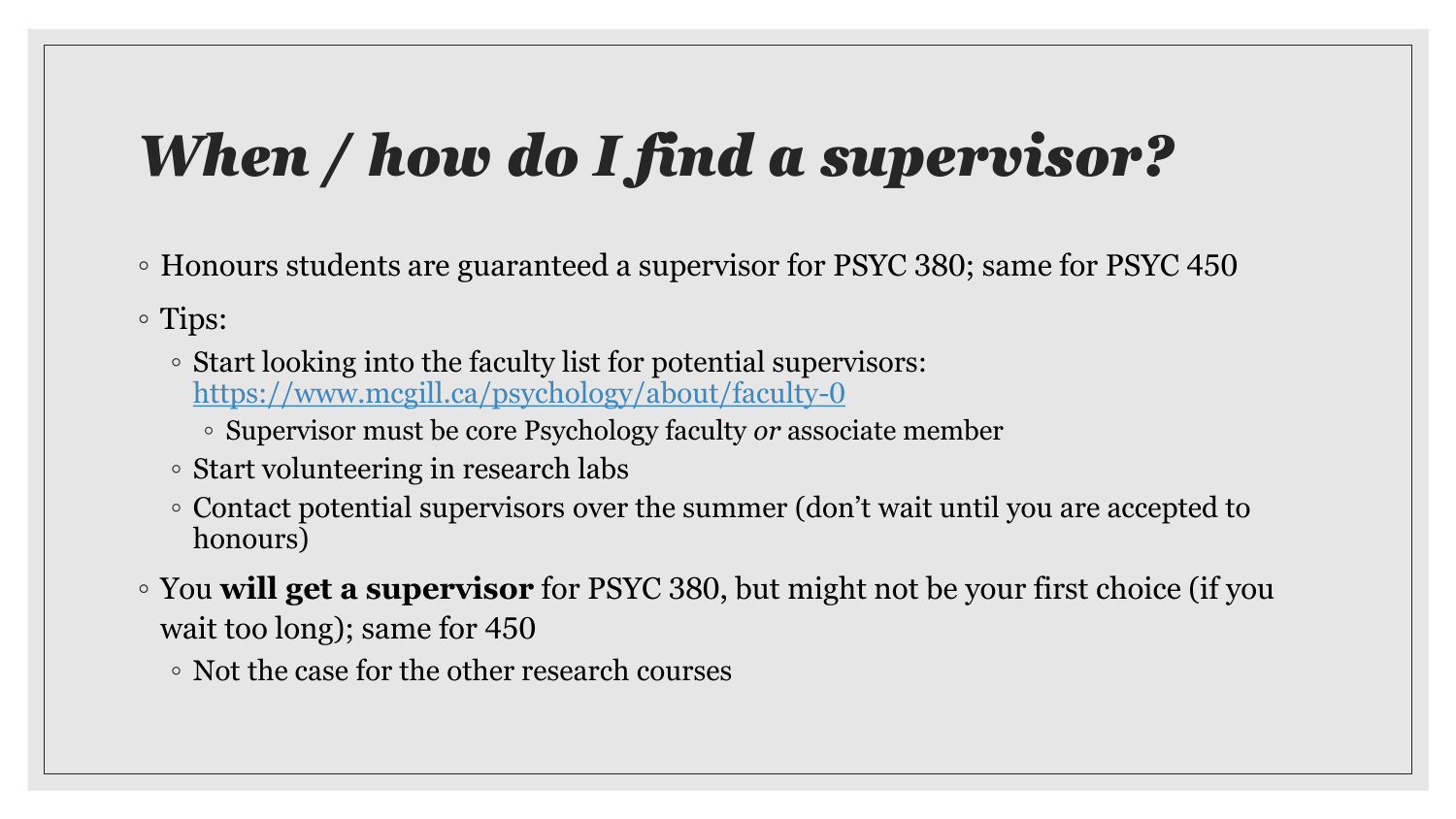# *When / how do I find a supervisor?*

- Honours students are guaranteed a supervisor for PSYC 380; same for PSYC 450
- Tips:
  - Start looking into the faculty list for potential supervisors: [https://www.mcgill.ca/psychology/about/faculty-0](https://www.mcgill.ca/psychology/about/faculty-0)
    - Supervisor must be core Psychology faculty *or* associate member
  - Start volunteering in research labs
  - Contact potential supervisors over the summer (don't wait until you are accepted to honours)
- You **will get a supervisor** for PSYC 380, but might not be your first choice (if you wait too long); same for 450
  - Not the case for the other research courses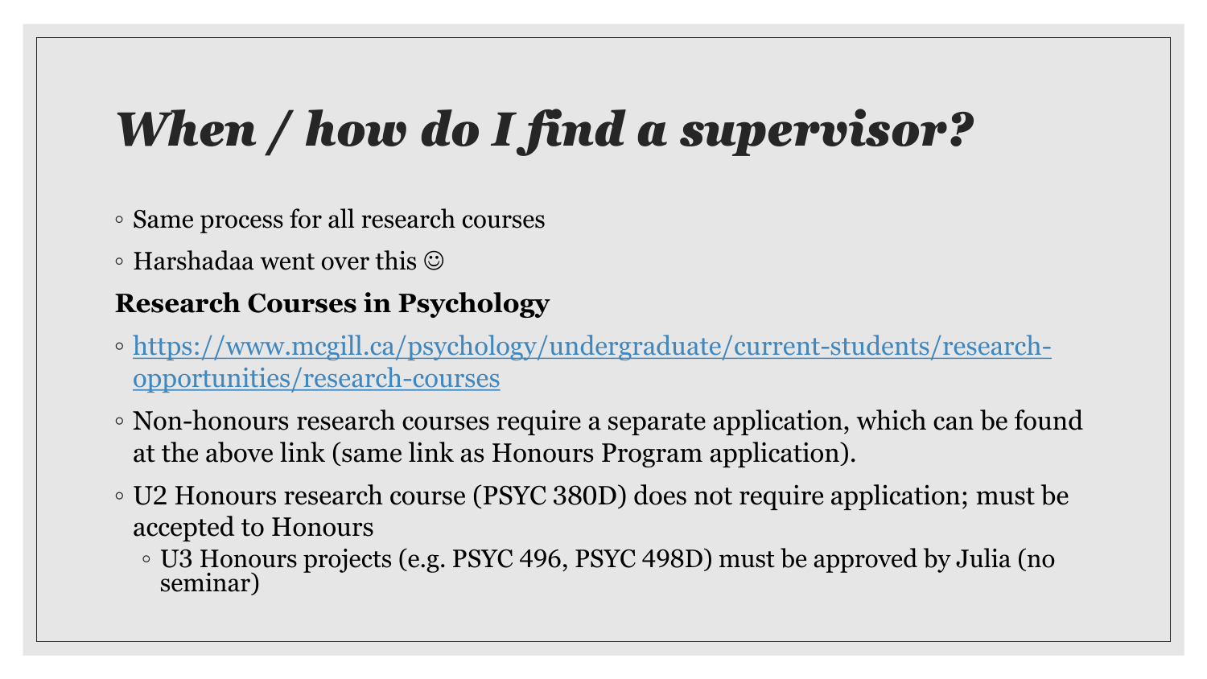# *When / how do I find a supervisor?*

- Same process for all research courses
- Harshadaa went over this ☺

**Research Courses in Psychology**

- [https://www.mcgill.ca/psychology/undergraduate/current-students/research-opportunities/research-courses](https://www.mcgill.ca/psychology/undergraduate/current-students/research-opportunities/research-courses)
- Non-honours research courses require a separate application, which can be found at the above link (same link as Honours Program application).
- U2 Honours research course (PSYC 380D) does not require application; must be accepted to Honours
  - U3 Honours projects (e.g. PSYC 496, PSYC 498D) must be approved by Julia (no seminar)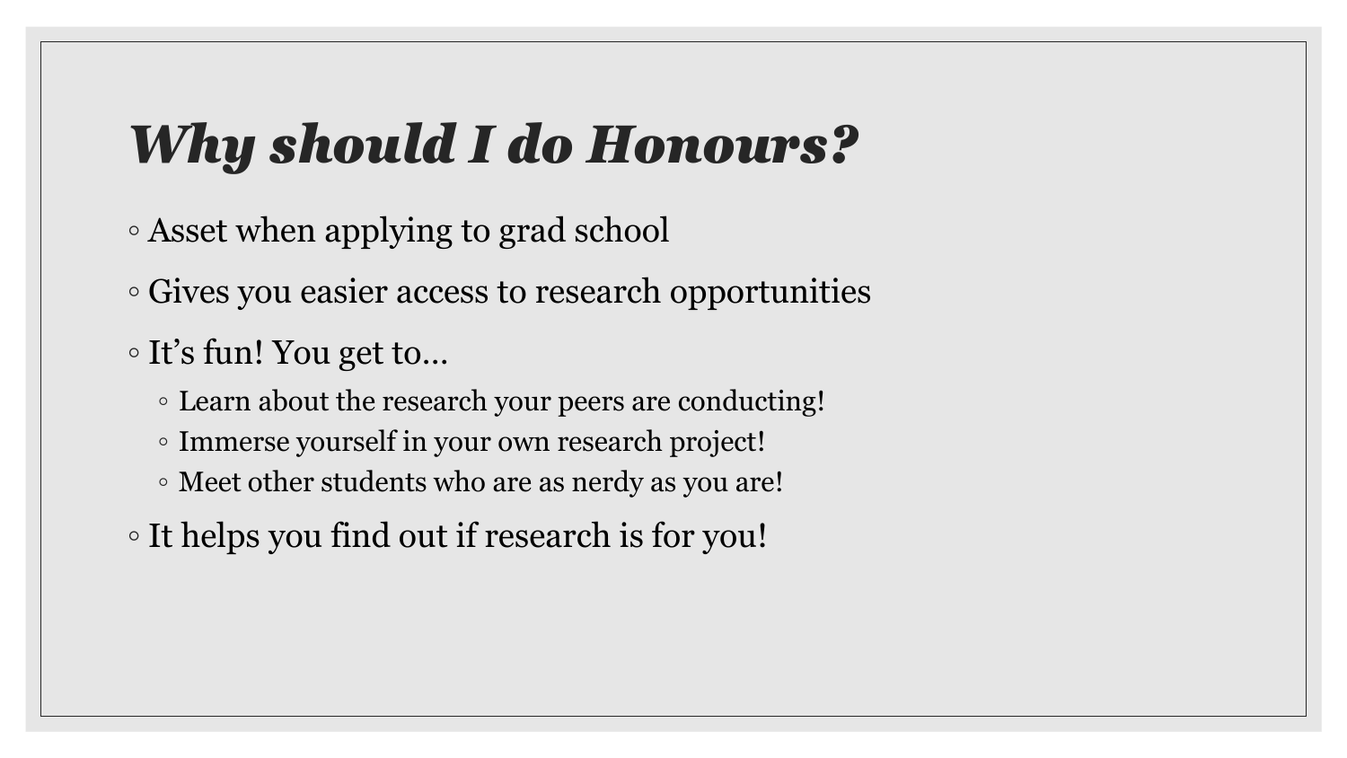# *Why should I do Honours?*

- Asset when applying to grad school
- Gives you easier access to research opportunities
- It's fun! You get to…
  - Learn about the research your peers are conducting!
  - Immerse yourself in your own research project!
  - Meet other students who are as nerdy as you are!
- It helps you find out if research is for you!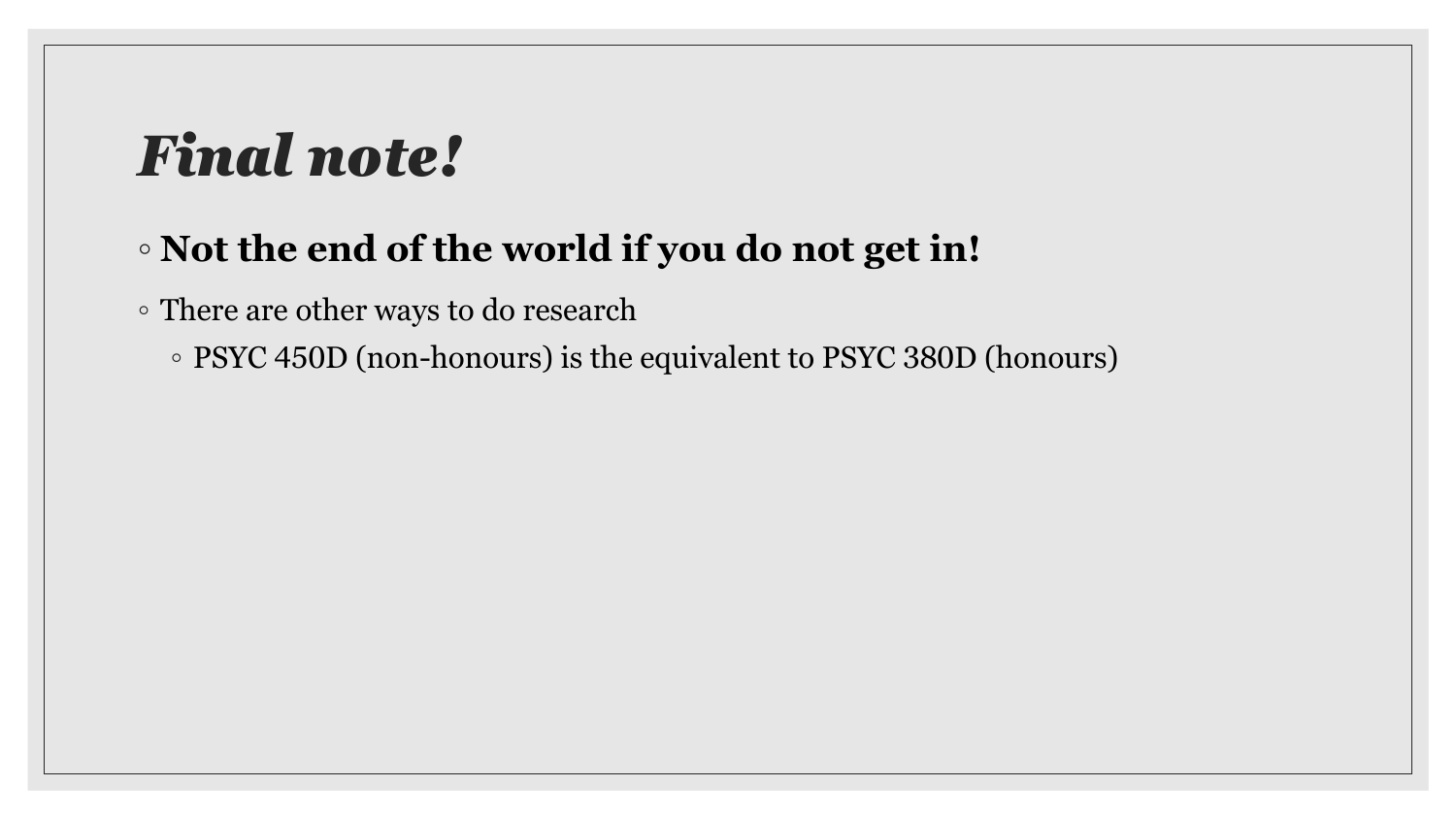# *Final note!*

- **Not the end of the world if you do not get in!**
- There are other ways to do research
  - PSYC 450D (non-honours) is the equivalent to PSYC 380D (honours)